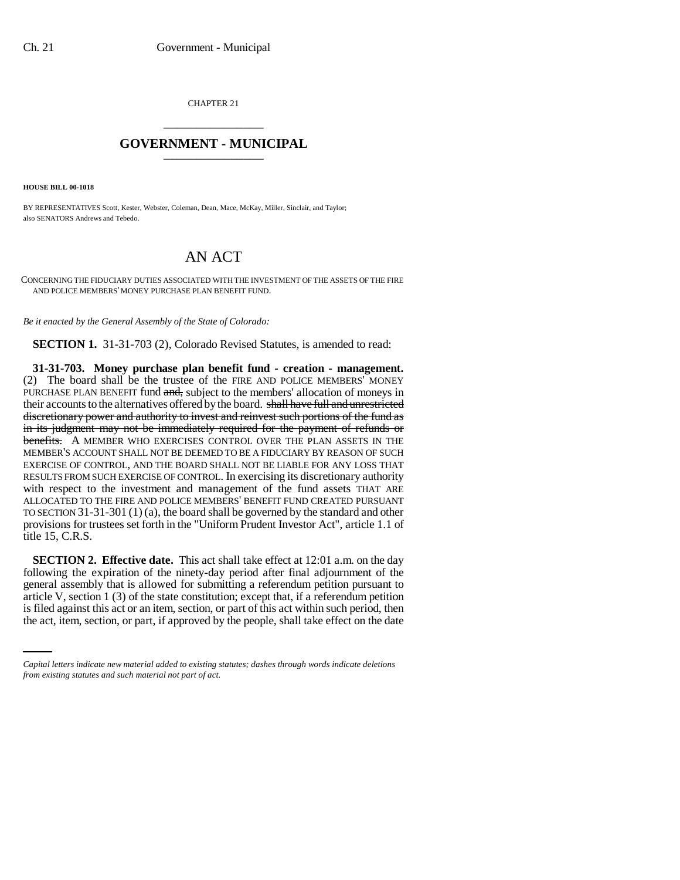CHAPTER 21

# GOVERNMENT - MUNICIPAL

**HOUSE BILL 00-1018**

BY REPRESENTATIVES Scott, Kester, Webster, Coleman, Dean, Mace, McKay, Miller, Sinclair, and Taylor; also SENATORS Andrews and Tebedo.

# AN ACT

CONCERNING THE FIDUCIARY DUTIES ASSOCIATED WITH THE INVESTMENT OF THE ASSETS OF THE FIRE AND POLICE MEMBERS' MONEY PURCHASE PLAN BENEFIT FUND.

*Be it enacted by the General Assembly of the State of Colorado:*

**SECTION 1.** 31-31-703 (2), Colorado Revised Statutes, is amended to read:

**31-31-703. Money purchase plan benefit fund - creation - management.** (2) The board shall be the trustee of the FIRE AND POLICE MEMBERS' MONEY PURCHASE PLAN BENEFIT fund ~~and,~~ subject to the members' allocation of moneys in their accounts to the alternatives offered by the board. ~~shall have full and unrestricted discretionary power and authority to invest and reinvest such portions of the fund as in its judgment may not be immediately required for the payment of refunds or benefits.~~ A MEMBER WHO EXERCISES CONTROL OVER THE PLAN ASSETS IN THE MEMBER'S ACCOUNT SHALL NOT BE DEEMED TO BE A FIDUCIARY BY REASON OF SUCH EXERCISE OF CONTROL, AND THE BOARD SHALL NOT BE LIABLE FOR ANY LOSS THAT RESULTS FROM SUCH EXERCISE OF CONTROL. In exercising its discretionary authority with respect to the investment and management of the fund assets THAT ARE ALLOCATED TO THE FIRE AND POLICE MEMBERS' BENEFIT FUND CREATED PURSUANT TO SECTION 31-31-301 (1) (a), the board shall be governed by the standard and other provisions for trustees set forth in the "Uniform Prudent Investor Act", article 1.1 of title 15, C.R.S.

**SECTION 2. Effective date.** This act shall take effect at 12:01 a.m. on the day following the expiration of the ninety-day period after final adjournment of the general assembly that is allowed for submitting a referendum petition pursuant to article V, section 1 (3) of the state constitution; except that, if a referendum petition is filed against this act or an item, section, or part of this act within such period, then the act, item, section, or part, if approved by the people, shall take effect on the date

*Capital letters indicate new material added to existing statutes; dashes through words indicate deletions from existing statutes and such material not part of act.*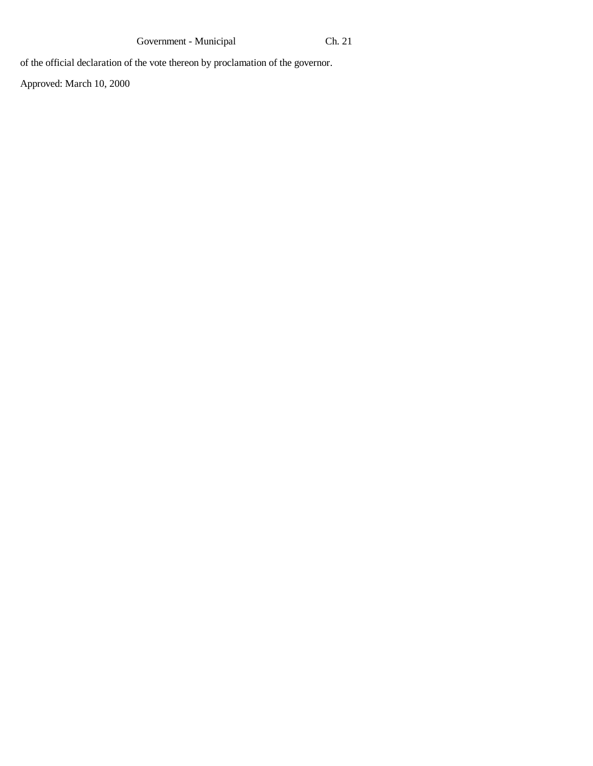of the official declaration of the vote thereon by proclamation of the governor.

Approved: March 10, 2000